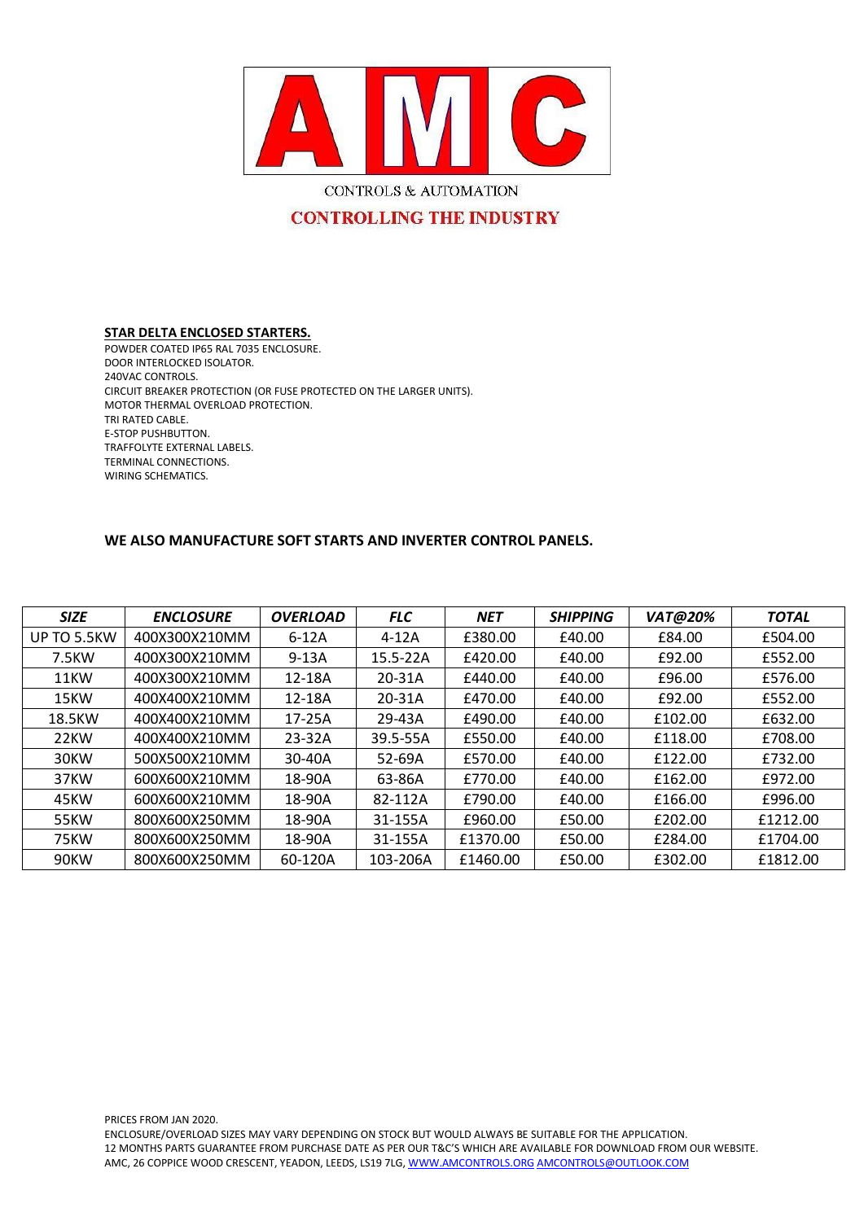# AMC

CONTROLS & AUTOMATION

**CONTROLLING THE INDUSTRY**

**STAR DELTA ENCLOSED STARTERS.**

POWDER COATED IP65 RAL 7035 ENCLOSURE.
DOOR INTERLOCKED ISOLATOR.
240VAC CONTROLS.
CIRCUIT BREAKER PROTECTION (OR FUSE PROTECTED ON THE LARGER UNITS).
MOTOR THERMAL OVERLOAD PROTECTION.
TRI RATED CABLE.
E-STOP PUSHBUTTON.
TRAFFOLYTE EXTERNAL LABELS.
TERMINAL CONNECTIONS.
WIRING SCHEMATICS.

**WE ALSO MANUFACTURE SOFT STARTS AND INVERTER CONTROL PANELS.**

| *SIZE* | *ENCLOSURE* | *OVERLOAD* | *FLC* | *NET* | *SHIPPING* | *VAT@20%* | *TOTAL* |
|---|---|---|---|---|---|---|---|
| UP TO 5.5KW | 400X300X210MM | 6-12A | 4-12A | £380.00 | £40.00 | £84.00 | £504.00 |
| 7.5KW | 400X300X210MM | 9-13A | 15.5-22A | £420.00 | £40.00 | £92.00 | £552.00 |
| 11KW | 400X300X210MM | 12-18A | 20-31A | £440.00 | £40.00 | £96.00 | £576.00 |
| 15KW | 400X400X210MM | 12-18A | 20-31A | £470.00 | £40.00 | £92.00 | £552.00 |
| 18.5KW | 400X400X210MM | 17-25A | 29-43A | £490.00 | £40.00 | £102.00 | £632.00 |
| 22KW | 400X400X210MM | 23-32A | 39.5-55A | £550.00 | £40.00 | £118.00 | £708.00 |
| 30KW | 500X500X210MM | 30-40A | 52-69A | £570.00 | £40.00 | £122.00 | £732.00 |
| 37KW | 600X600X210MM | 18-90A | 63-86A | £770.00 | £40.00 | £162.00 | £972.00 |
| 45KW | 600X600X210MM | 18-90A | 82-112A | £790.00 | £40.00 | £166.00 | £996.00 |
| 55KW | 800X600X250MM | 18-90A | 31-155A | £960.00 | £50.00 | £202.00 | £1212.00 |
| 75KW | 800X600X250MM | 18-90A | 31-155A | £1370.00 | £50.00 | £284.00 | £1704.00 |
| 90KW | 800X600X250MM | 60-120A | 103-206A | £1460.00 | £50.00 | £302.00 | £1812.00 |

PRICES FROM JAN 2020.
ENCLOSURE/OVERLOAD SIZES MAY VARY DEPENDING ON STOCK BUT WOULD ALWAYS BE SUITABLE FOR THE APPLICATION.
12 MONTHS PARTS GUARANTEE FROM PURCHASE DATE AS PER OUR T&C'S WHICH ARE AVAILABLE FOR DOWNLOAD FROM OUR WEBSITE.
AMC, 26 COPPICE WOOD CRESCENT, YEADON, LEEDS, LS19 7LG, WWW.AMCONTROLS.ORG AMCONTROLS@OUTLOOK.COM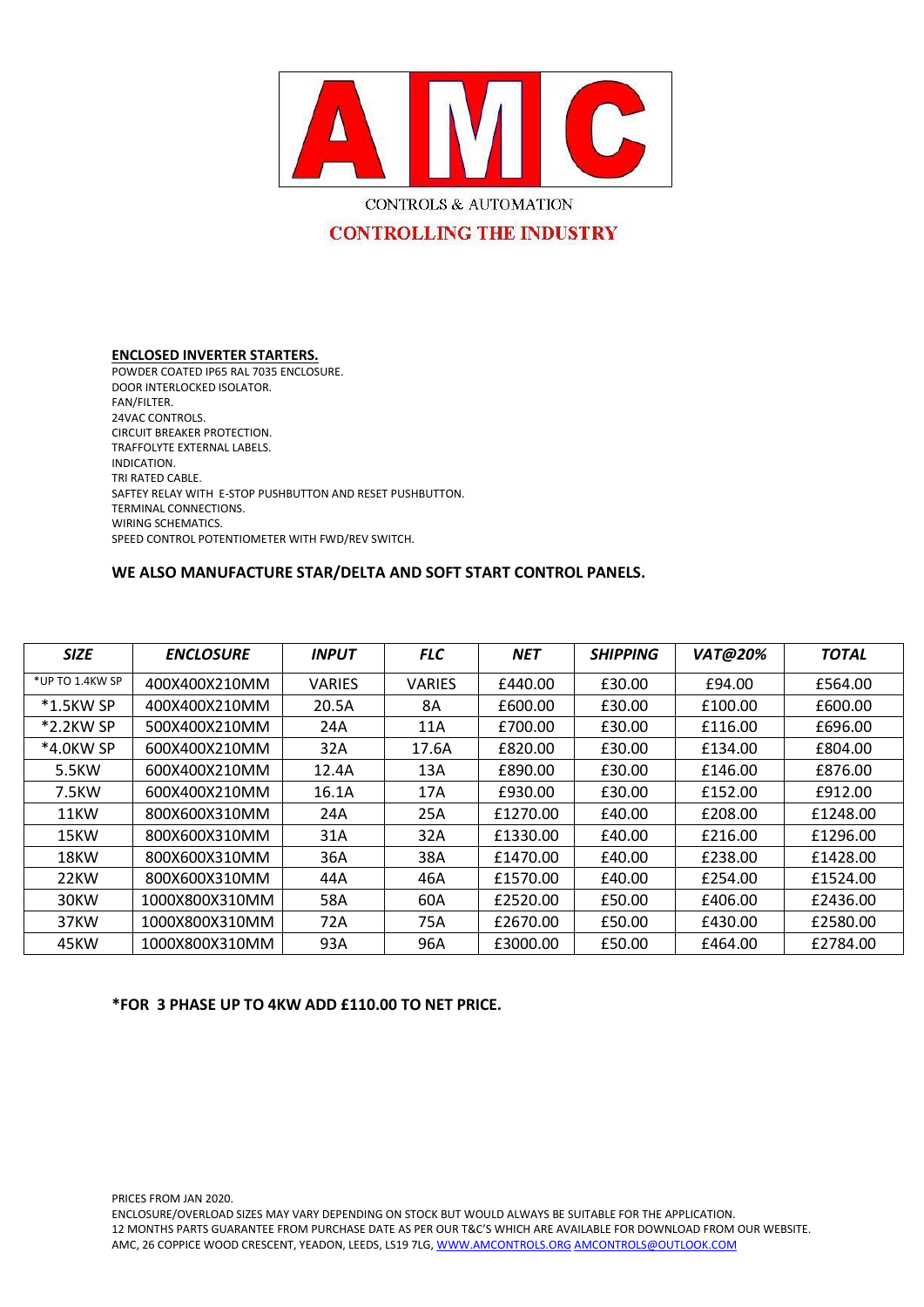# AMC

CONTROLS & AUTOMATION

**CONTROLLING THE INDUSTRY**

**ENCLOSED INVERTER STARTERS.**

POWDER COATED IP65 RAL 7035 ENCLOSURE.
DOOR INTERLOCKED ISOLATOR.
FAN/FILTER.
24VAC CONTROLS.
CIRCUIT BREAKER PROTECTION.
TRAFFOLYTE EXTERNAL LABELS.
INDICATION.
TRI RATED CABLE.
SAFTEY RELAY WITH E-STOP PUSHBUTTON AND RESET PUSHBUTTON.
TERMINAL CONNECTIONS.
WIRING SCHEMATICS.
SPEED CONTROL POTENTIOMETER WITH FWD/REV SWITCH.

**WE ALSO MANUFACTURE STAR/DELTA AND SOFT START CONTROL PANELS.**

| *SIZE* | *ENCLOSURE* | *INPUT* | *FLC* | *NET* | *SHIPPING* | *VAT@20%* | *TOTAL* |
|---|---|---|---|---|---|---|---|
| *UP TO 1.4KW SP | 400X400X210MM | VARIES | VARIES | £440.00 | £30.00 | £94.00 | £564.00 |
| *1.5KW SP | 400X400X210MM | 20.5A | 8A | £600.00 | £30.00 | £100.00 | £600.00 |
| *2.2KW SP | 500X400X210MM | 24A | 11A | £700.00 | £30.00 | £116.00 | £696.00 |
| *4.0KW SP | 600X400X210MM | 32A | 17.6A | £820.00 | £30.00 | £134.00 | £804.00 |
| 5.5KW | 600X400X210MM | 12.4A | 13A | £890.00 | £30.00 | £146.00 | £876.00 |
| 7.5KW | 600X400X210MM | 16.1A | 17A | £930.00 | £30.00 | £152.00 | £912.00 |
| 11KW | 800X600X310MM | 24A | 25A | £1270.00 | £40.00 | £208.00 | £1248.00 |
| 15KW | 800X600X310MM | 31A | 32A | £1330.00 | £40.00 | £216.00 | £1296.00 |
| 18KW | 800X600X310MM | 36A | 38A | £1470.00 | £40.00 | £238.00 | £1428.00 |
| 22KW | 800X600X310MM | 44A | 46A | £1570.00 | £40.00 | £254.00 | £1524.00 |
| 30KW | 1000X800X310MM | 58A | 60A | £2520.00 | £50.00 | £406.00 | £2436.00 |
| 37KW | 1000X800X310MM | 72A | 75A | £2670.00 | £50.00 | £430.00 | £2580.00 |
| 45KW | 1000X800X310MM | 93A | 96A | £3000.00 | £50.00 | £464.00 | £2784.00 |

**\*FOR 3 PHASE UP TO 4KW ADD £110.00 TO NET PRICE.**

PRICES FROM JAN 2020.
ENCLOSURE/OVERLOAD SIZES MAY VARY DEPENDING ON STOCK BUT WOULD ALWAYS BE SUITABLE FOR THE APPLICATION.
12 MONTHS PARTS GUARANTEE FROM PURCHASE DATE AS PER OUR T&C'S WHICH ARE AVAILABLE FOR DOWNLOAD FROM OUR WEBSITE.
AMC, 26 COPPICE WOOD CRESCENT, YEADON, LEEDS, LS19 7LG, WWW.AMCONTROLS.ORG AMCONTROLS@OUTLOOK.COM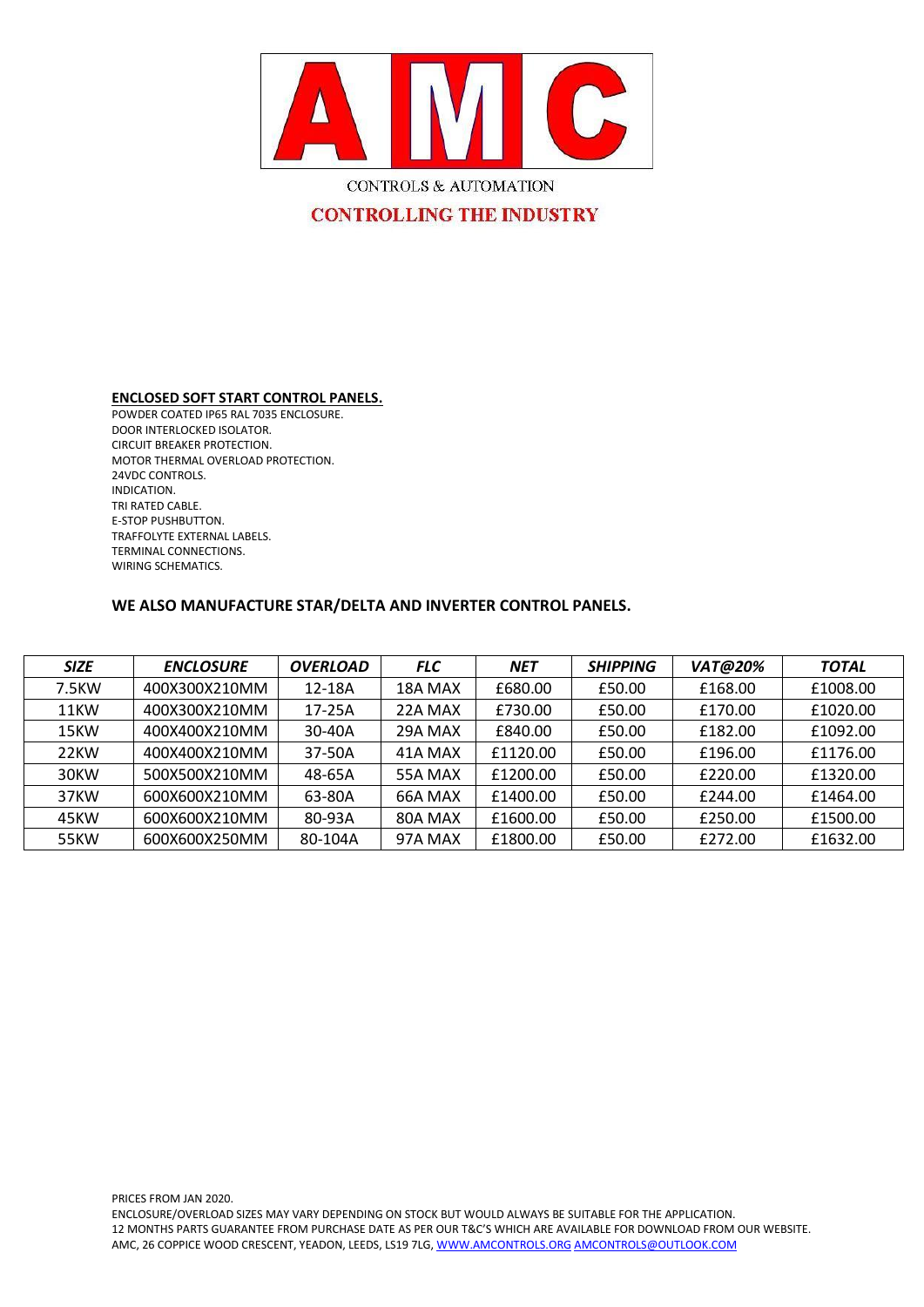AMC

CONTROLS & AUTOMATION

CONTROLLING THE INDUSTRY

**ENCLOSED SOFT START CONTROL PANELS.**

POWDER COATED IP65 RAL 7035 ENCLOSURE.
DOOR INTERLOCKED ISOLATOR.
CIRCUIT BREAKER PROTECTION.
MOTOR THERMAL OVERLOAD PROTECTION.
24VDC CONTROLS.
INDICATION.
TRI RATED CABLE.
E-STOP PUSHBUTTON.
TRAFFOLYTE EXTERNAL LABELS.
TERMINAL CONNECTIONS.
WIRING SCHEMATICS.

**WE ALSO MANUFACTURE STAR/DELTA AND INVERTER CONTROL PANELS.**

| *SIZE* | *ENCLOSURE* | *OVERLOAD* | *FLC* | *NET* | *SHIPPING* | *VAT@20%* | *TOTAL* |
|---|---|---|---|---|---|---|---|
| 7.5KW | 400X300X210MM | 12-18A | 18A MAX | £680.00 | £50.00 | £168.00 | £1008.00 |
| 11KW | 400X300X210MM | 17-25A | 22A MAX | £730.00 | £50.00 | £170.00 | £1020.00 |
| 15KW | 400X400X210MM | 30-40A | 29A MAX | £840.00 | £50.00 | £182.00 | £1092.00 |
| 22KW | 400X400X210MM | 37-50A | 41A MAX | £1120.00 | £50.00 | £196.00 | £1176.00 |
| 30KW | 500X500X210MM | 48-65A | 55A MAX | £1200.00 | £50.00 | £220.00 | £1320.00 |
| 37KW | 600X600X210MM | 63-80A | 66A MAX | £1400.00 | £50.00 | £244.00 | £1464.00 |
| 45KW | 600X600X210MM | 80-93A | 80A MAX | £1600.00 | £50.00 | £250.00 | £1500.00 |
| 55KW | 600X600X250MM | 80-104A | 97A MAX | £1800.00 | £50.00 | £272.00 | £1632.00 |

PRICES FROM JAN 2020.
ENCLOSURE/OVERLOAD SIZES MAY VARY DEPENDING ON STOCK BUT WOULD ALWAYS BE SUITABLE FOR THE APPLICATION.
12 MONTHS PARTS GUARANTEE FROM PURCHASE DATE AS PER OUR T&C'S WHICH ARE AVAILABLE FOR DOWNLOAD FROM OUR WEBSITE.
AMC, 26 COPPICE WOOD CRESCENT, YEADON, LEEDS, LS19 7LG, WWW.AMCONTROLS.ORG AMCONTROLS@OUTLOOK.COM